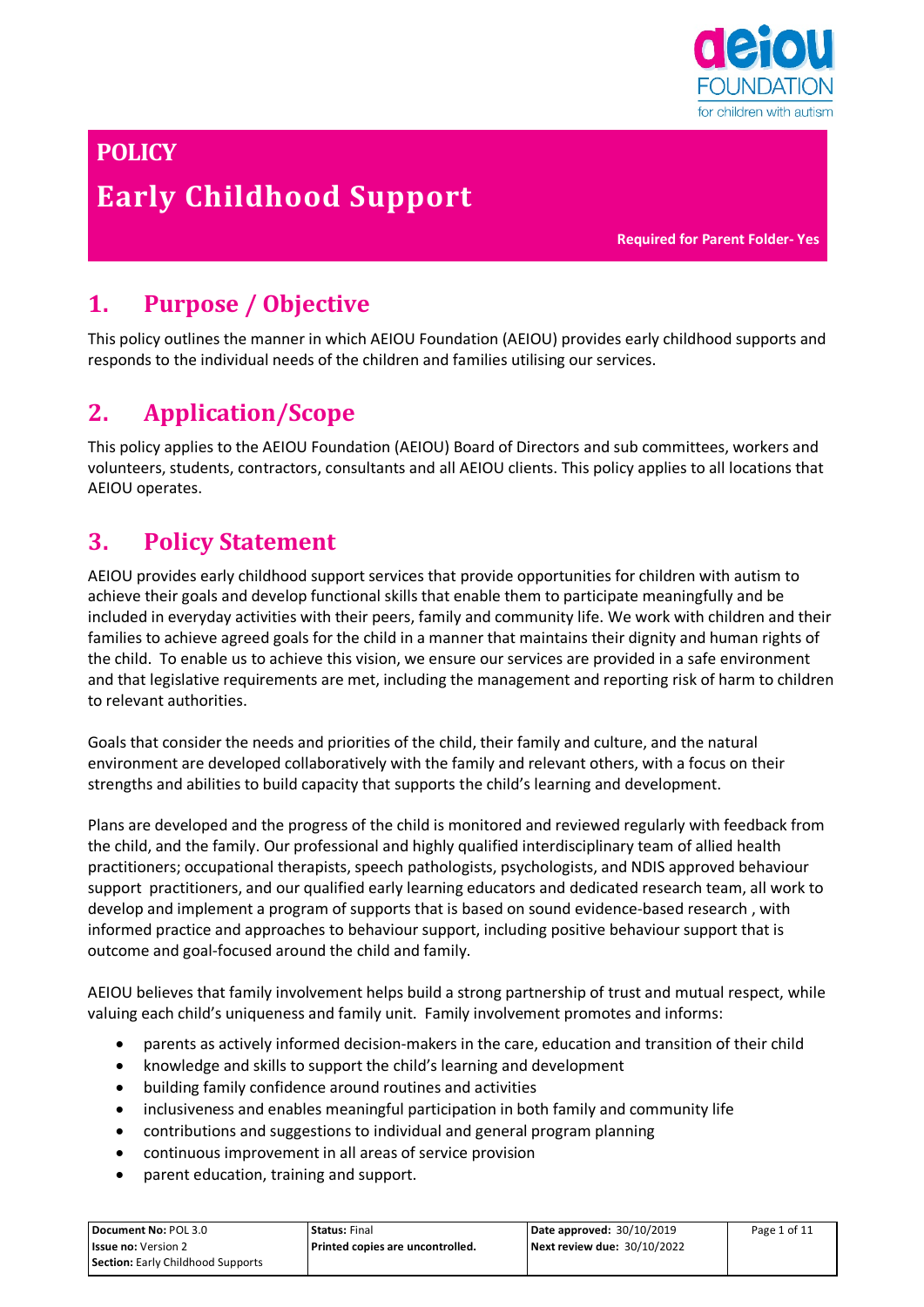# POLICY

# Early Childhood Support

**Required for Parent Folder- Yes**

## 1. Purpose / Objective

This policy outlines the manner in which AEIOU Foundation (AEIOU) provides early childhood supports and responds to the individual needs of the children and families utilising our services.

## 2. Application/Scope

This policy applies to the AEIOU Foundation (AEIOU) Board of Directors and sub committees, workers and volunteers, students, contractors, consultants and all AEIOU clients. This policy applies to all locations that AEIOU operates.

## 3. Policy Statement

AEIOU provides early childhood support services that provide opportunities for children with autism to achieve their goals and develop functional skills that enable them to participate meaningfully and be included in everyday activities with their peers, family and community life. We work with children and their families to achieve agreed goals for the child in a manner that maintains their dignity and human rights of the child. To enable us to achieve this vision, we ensure our services are provided in a safe environment and that legislative requirements are met, including the management and reporting risk of harm to children to relevant authorities.

Goals that consider the needs and priorities of the child, their family and culture, and the natural environment are developed collaboratively with the family and relevant others, with a focus on their strengths and abilities to build capacity that supports the child's learning and development.

Plans are developed and the progress of the child is monitored and reviewed regularly with feedback from the child, and the family. Our professional and highly qualified interdisciplinary team of allied health practitioners; occupational therapists, speech pathologists, psychologists, and NDIS approved behaviour support practitioners, and our qualified early learning educators and dedicated research team, all work to develop and implement a program of supports that is based on sound evidence-based research , with informed practice and approaches to behaviour support, including positive behaviour support that is outcome and goal-focused around the child and family.

AEIOU believes that family involvement helps build a strong partnership of trust and mutual respect, while valuing each child's uniqueness and family unit. Family involvement promotes and informs:

- parents as actively informed decision-makers in the care, education and transition of their child
- knowledge and skills to support the child's learning and development
- building family confidence around routines and activities
- inclusiveness and enables meaningful participation in both family and community life
- contributions and suggestions to individual and general program planning
- continuous improvement in all areas of service provision
- parent education, training and support.

| Document No: POL 3.0<br>Issue no: Version 2<br>Section: Early Childhood Supports | Status: Final<br>Printed copies are uncontrolled. | Date approved: 30/10/2019<br>Next review due: 30/10/2022 |
|---|---|---|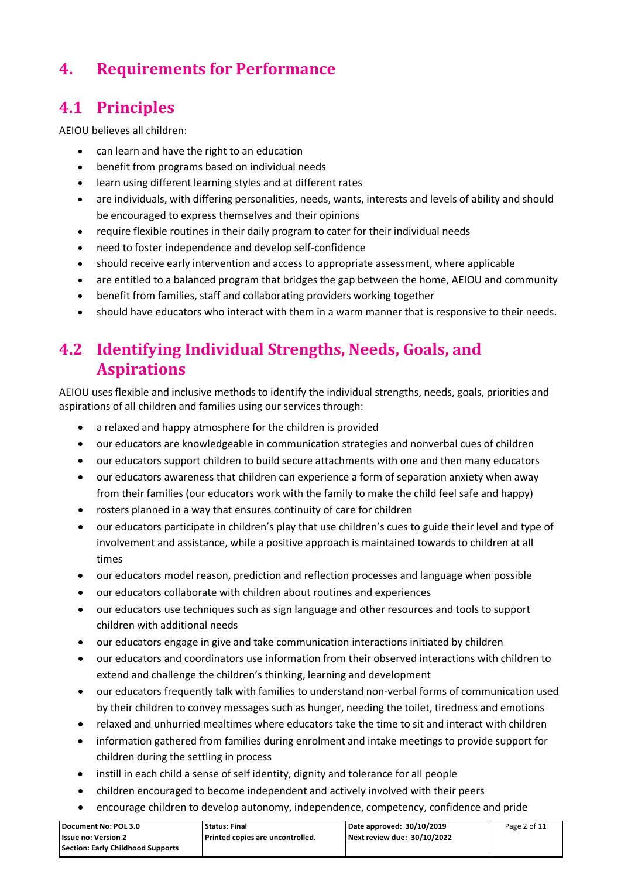# 4. Requirements for Performance

## 4.1 Principles

AEIOU believes all children:

- can learn and have the right to an education
- benefit from programs based on individual needs
- learn using different learning styles and at different rates
- are individuals, with differing personalities, needs, wants, interests and levels of ability and should be encouraged to express themselves and their opinions
- require flexible routines in their daily program to cater for their individual needs
- need to foster independence and develop self-confidence
- should receive early intervention and access to appropriate assessment, where applicable
- are entitled to a balanced program that bridges the gap between the home, AEIOU and community
- benefit from families, staff and collaborating providers working together
- should have educators who interact with them in a warm manner that is responsive to their needs.

## 4.2 Identifying Individual Strengths, Needs, Goals, and Aspirations

AEIOU uses flexible and inclusive methods to identify the individual strengths, needs, goals, priorities and aspirations of all children and families using our services through:

- a relaxed and happy atmosphere for the children is provided
- our educators are knowledgeable in communication strategies and nonverbal cues of children
- our educators support children to build secure attachments with one and then many educators
- our educators awareness that children can experience a form of separation anxiety when away from their families (our educators work with the family to make the child feel safe and happy)
- rosters planned in a way that ensures continuity of care for children
- our educators participate in children's play that use children's cues to guide their level and type of involvement and assistance, while a positive approach is maintained towards to children at all times
- our educators model reason, prediction and reflection processes and language when possible
- our educators collaborate with children about routines and experiences
- our educators use techniques such as sign language and other resources and tools to support children with additional needs
- our educators engage in give and take communication interactions initiated by children
- our educators and coordinators use information from their observed interactions with children to extend and challenge the children's thinking, learning and development
- our educators frequently talk with families to understand non-verbal forms of communication used by their children to convey messages such as hunger, needing the toilet, tiredness and emotions
- relaxed and unhurried mealtimes where educators take the time to sit and interact with children
- information gathered from families during enrolment and intake meetings to provide support for children during the settling in process
- instill in each child a sense of self identity, dignity and tolerance for all people
- children encouraged to become independent and actively involved with their peers
- encourage children to develop autonomy, independence, competency, confidence and pride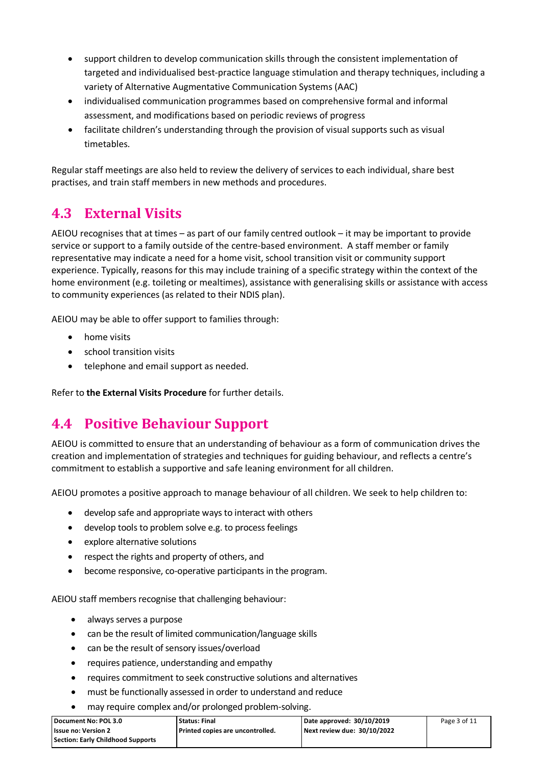- support children to develop communication skills through the consistent implementation of targeted and individualised best-practice language stimulation and therapy techniques, including a variety of Alternative Augmentative Communication Systems (AAC)
- individualised communication programmes based on comprehensive formal and informal assessment, and modifications based on periodic reviews of progress
- facilitate children's understanding through the provision of visual supports such as visual timetables.

Regular staff meetings are also held to review the delivery of services to each individual, share best practises, and train staff members in new methods and procedures.

## 4.3 External Visits

AEIOU recognises that at times – as part of our family centred outlook – it may be important to provide service or support to a family outside of the centre-based environment. A staff member or family representative may indicate a need for a home visit, school transition visit or community support experience. Typically, reasons for this may include training of a specific strategy within the context of the home environment (e.g. toileting or mealtimes), assistance with generalising skills or assistance with access to community experiences (as related to their NDIS plan).

AEIOU may be able to offer support to families through:

- home visits
- school transition visits
- telephone and email support as needed.

Refer to **the External Visits Procedure** for further details.

## 4.4 Positive Behaviour Support

AEIOU is committed to ensure that an understanding of behaviour as a form of communication drives the creation and implementation of strategies and techniques for guiding behaviour, and reflects a centre's commitment to establish a supportive and safe leaning environment for all children.

AEIOU promotes a positive approach to manage behaviour of all children. We seek to help children to:

- develop safe and appropriate ways to interact with others
- develop tools to problem solve e.g. to process feelings
- explore alternative solutions
- respect the rights and property of others, and
- become responsive, co-operative participants in the program.

AEIOU staff members recognise that challenging behaviour:

- always serves a purpose
- can be the result of limited communication/language skills
- can be the result of sensory issues/overload
- requires patience, understanding and empathy
- requires commitment to seek constructive solutions and alternatives
- must be functionally assessed in order to understand and reduce
- may require complex and/or prolonged problem-solving.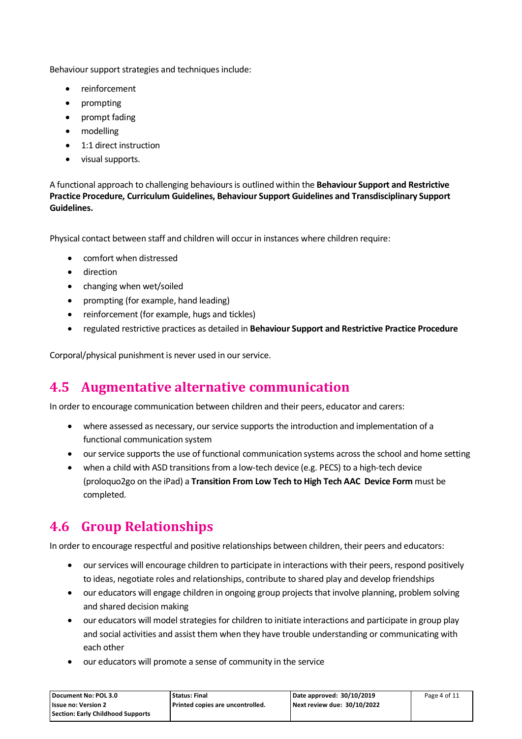Behaviour support strategies and techniques include:

- reinforcement
- prompting
- prompt fading
- modelling
- 1:1 direct instruction
- visual supports.

A functional approach to challenging behaviours is outlined within the **Behaviour Support and Restrictive Practice Procedure, Curriculum Guidelines, Behaviour Support Guidelines and Transdisciplinary Support Guidelines.**

Physical contact between staff and children will occur in instances where children require:

- comfort when distressed
- direction
- changing when wet/soiled
- prompting (for example, hand leading)
- reinforcement (for example, hugs and tickles)
- regulated restrictive practices as detailed in **Behaviour Support and Restrictive Practice Procedure**

Corporal/physical punishment is never used in our service.

## 4.5 Augmentative alternative communication

In order to encourage communication between children and their peers, educator and carers:

- where assessed as necessary, our service supports the introduction and implementation of a functional communication system
- our service supports the use of functional communication systems across the school and home setting
- when a child with ASD transitions from a low-tech device (e.g. PECS) to a high-tech device (proloquo2go on the iPad) a **Transition From Low Tech to High Tech AAC Device Form** must be completed.

## 4.6 Group Relationships

In order to encourage respectful and positive relationships between children, their peers and educators:

- our services will encourage children to participate in interactions with their peers, respond positively to ideas, negotiate roles and relationships, contribute to shared play and develop friendships
- our educators will engage children in ongoing group projects that involve planning, problem solving and shared decision making
- our educators will model strategies for children to initiate interactions and participate in group play and social activities and assist them when they have trouble understanding or communicating with each other
- our educators will promote a sense of community in the service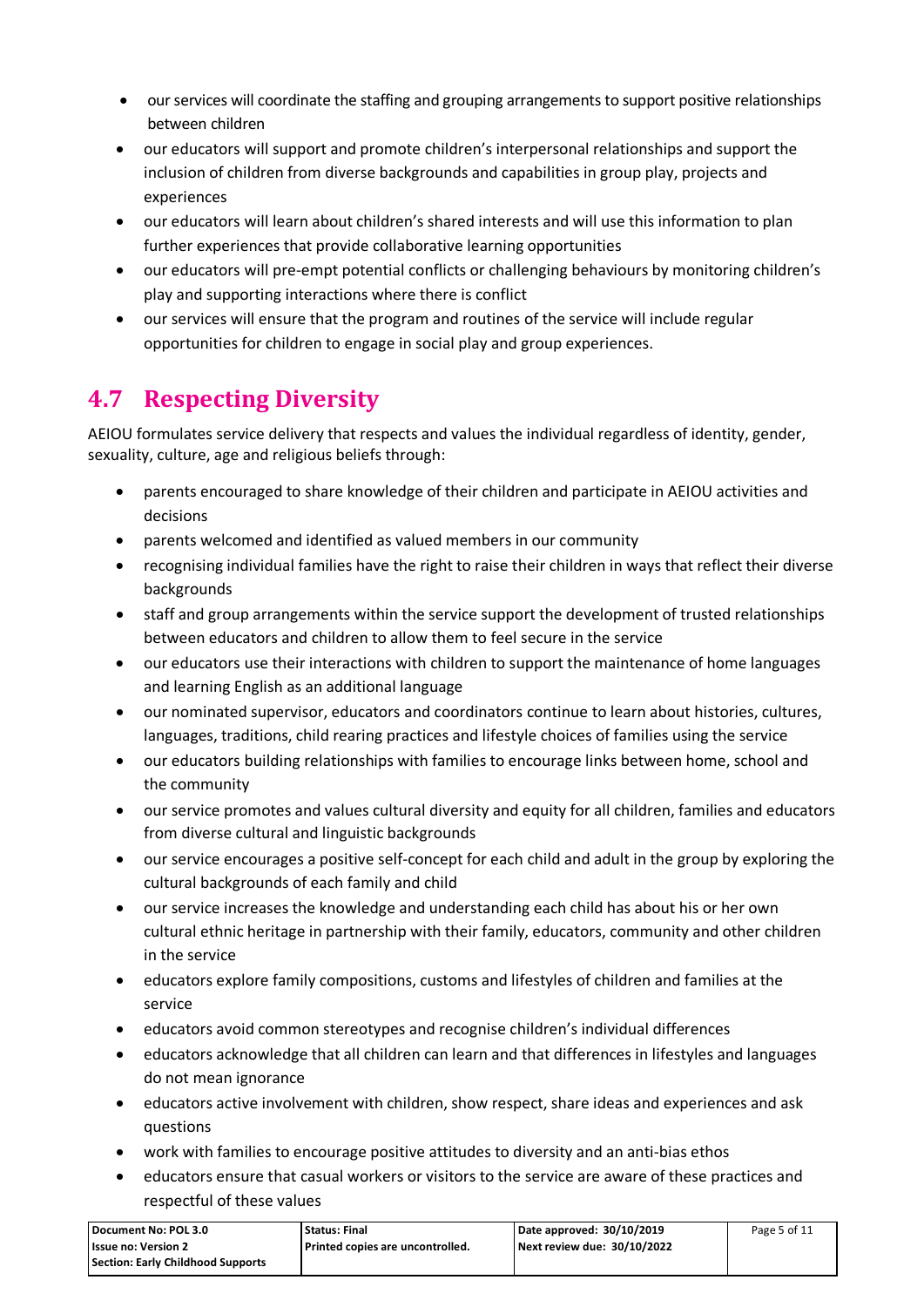- our services will coordinate the staffing and grouping arrangements to support positive relationships between children
- our educators will support and promote children's interpersonal relationships and support the inclusion of children from diverse backgrounds and capabilities in group play, projects and experiences
- our educators will learn about children's shared interests and will use this information to plan further experiences that provide collaborative learning opportunities
- our educators will pre-empt potential conflicts or challenging behaviours by monitoring children's play and supporting interactions where there is conflict
- our services will ensure that the program and routines of the service will include regular opportunities for children to engage in social play and group experiences.

## 4.7 Respecting Diversity

AEIOU formulates service delivery that respects and values the individual regardless of identity, gender, sexuality, culture, age and religious beliefs through:

- parents encouraged to share knowledge of their children and participate in AEIOU activities and decisions
- parents welcomed and identified as valued members in our community
- recognising individual families have the right to raise their children in ways that reflect their diverse backgrounds
- staff and group arrangements within the service support the development of trusted relationships between educators and children to allow them to feel secure in the service
- our educators use their interactions with children to support the maintenance of home languages and learning English as an additional language
- our nominated supervisor, educators and coordinators continue to learn about histories, cultures, languages, traditions, child rearing practices and lifestyle choices of families using the service
- our educators building relationships with families to encourage links between home, school and the community
- our service promotes and values cultural diversity and equity for all children, families and educators from diverse cultural and linguistic backgrounds
- our service encourages a positive self-concept for each child and adult in the group by exploring the cultural backgrounds of each family and child
- our service increases the knowledge and understanding each child has about his or her own cultural ethnic heritage in partnership with their family, educators, community and other children in the service
- educators explore family compositions, customs and lifestyles of children and families at the service
- educators avoid common stereotypes and recognise children's individual differences
- educators acknowledge that all children can learn and that differences in lifestyles and languages do not mean ignorance
- educators active involvement with children, show respect, share ideas and experiences and ask questions
- work with families to encourage positive attitudes to diversity and an anti-bias ethos
- educators ensure that casual workers or visitors to the service are aware of these practices and respectful of these values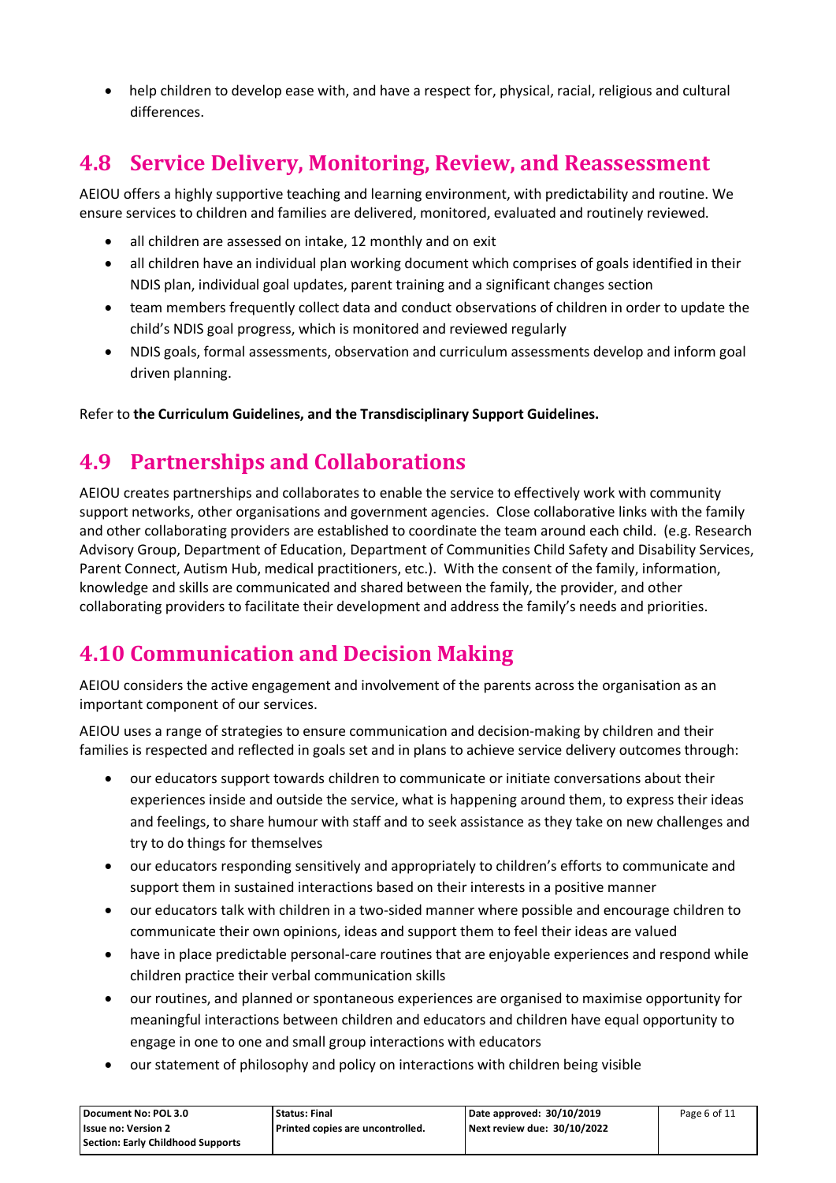- help children to develop ease with, and have a respect for, physical, racial, religious and cultural differences.

## 4.8 Service Delivery, Monitoring, Review, and Reassessment

AEIOU offers a highly supportive teaching and learning environment, with predictability and routine. We ensure services to children and families are delivered, monitored, evaluated and routinely reviewed.

- all children are assessed on intake, 12 monthly and on exit
- all children have an individual plan working document which comprises of goals identified in their NDIS plan, individual goal updates, parent training and a significant changes section
- team members frequently collect data and conduct observations of children in order to update the child's NDIS goal progress, which is monitored and reviewed regularly
- NDIS goals, formal assessments, observation and curriculum assessments develop and inform goal driven planning.

Refer to **the Curriculum Guidelines, and the Transdisciplinary Support Guidelines.**

## 4.9 Partnerships and Collaborations

AEIOU creates partnerships and collaborates to enable the service to effectively work with community support networks, other organisations and government agencies. Close collaborative links with the family and other collaborating providers are established to coordinate the team around each child. (e.g. Research Advisory Group, Department of Education, Department of Communities Child Safety and Disability Services, Parent Connect, Autism Hub, medical practitioners, etc.). With the consent of the family, information, knowledge and skills are communicated and shared between the family, the provider, and other collaborating providers to facilitate their development and address the family's needs and priorities.

## 4.10 Communication and Decision Making

AEIOU considers the active engagement and involvement of the parents across the organisation as an important component of our services.

AEIOU uses a range of strategies to ensure communication and decision-making by children and their families is respected and reflected in goals set and in plans to achieve service delivery outcomes through:

- our educators support towards children to communicate or initiate conversations about their experiences inside and outside the service, what is happening around them, to express their ideas and feelings, to share humour with staff and to seek assistance as they take on new challenges and try to do things for themselves
- our educators responding sensitively and appropriately to children's efforts to communicate and support them in sustained interactions based on their interests in a positive manner
- our educators talk with children in a two-sided manner where possible and encourage children to communicate their own opinions, ideas and support them to feel their ideas are valued
- have in place predictable personal-care routines that are enjoyable experiences and respond while children practice their verbal communication skills
- our routines, and planned or spontaneous experiences are organised to maximise opportunity for meaningful interactions between children and educators and children have equal opportunity to engage in one to one and small group interactions with educators
- our statement of philosophy and policy on interactions with children being visible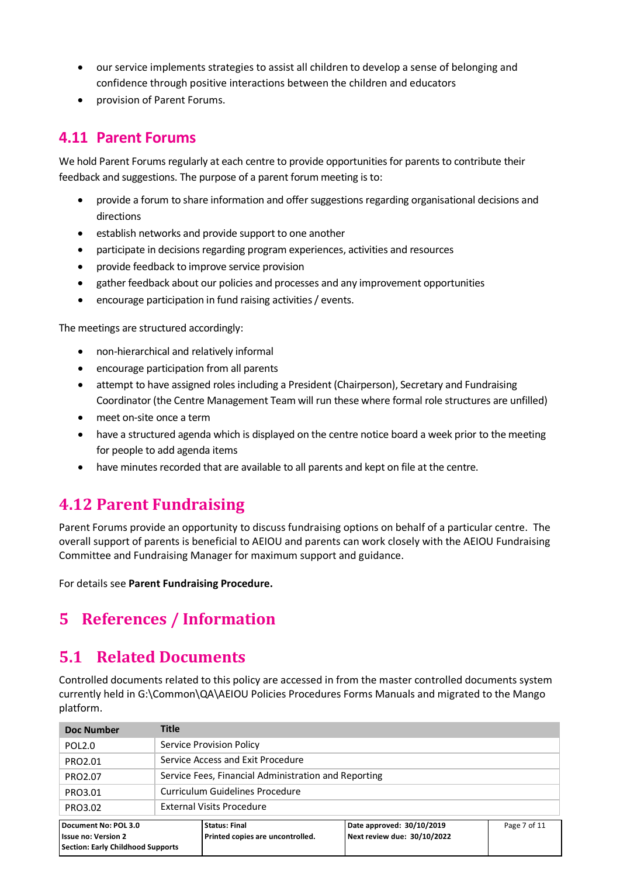- our service implements strategies to assist all children to develop a sense of belonging and confidence through positive interactions between the children and educators
- provision of Parent Forums.

## 4.11 Parent Forums

We hold Parent Forums regularly at each centre to provide opportunities for parents to contribute their feedback and suggestions. The purpose of a parent forum meeting is to:

- provide a forum to share information and offer suggestions regarding organisational decisions and directions
- establish networks and provide support to one another
- participate in decisions regarding program experiences, activities and resources
- provide feedback to improve service provision
- gather feedback about our policies and processes and any improvement opportunities
- encourage participation in fund raising activities / events.

The meetings are structured accordingly:

- non-hierarchical and relatively informal
- encourage participation from all parents
- attempt to have assigned roles including a President (Chairperson), Secretary and Fundraising Coordinator (the Centre Management Team will run these where formal role structures are unfilled)
- meet on-site once a term
- have a structured agenda which is displayed on the centre notice board a week prior to the meeting for people to add agenda items
- have minutes recorded that are available to all parents and kept on file at the centre.

## 4.12 Parent Fundraising

Parent Forums provide an opportunity to discuss fundraising options on behalf of a particular centre. The overall support of parents is beneficial to AEIOU and parents can work closely with the AEIOU Fundraising Committee and Fundraising Manager for maximum support and guidance.

For details see **Parent Fundraising Procedure.**

# 5 References / Information

## 5.1 Related Documents

Controlled documents related to this policy are accessed in from the master controlled documents system currently held in G:\Common\QA\AEIOU Policies Procedures Forms Manuals and migrated to the Mango platform.

| Doc Number | Title |
|---|---|
| POL2.0 | Service Provision Policy |
| PRO2.01 | Service Access and Exit Procedure |
| PRO2.07 | Service Fees, Financial Administration and Reporting |
| PRO3.01 | Curriculum Guidelines Procedure |
| PRO3.02 | External Visits Procedure |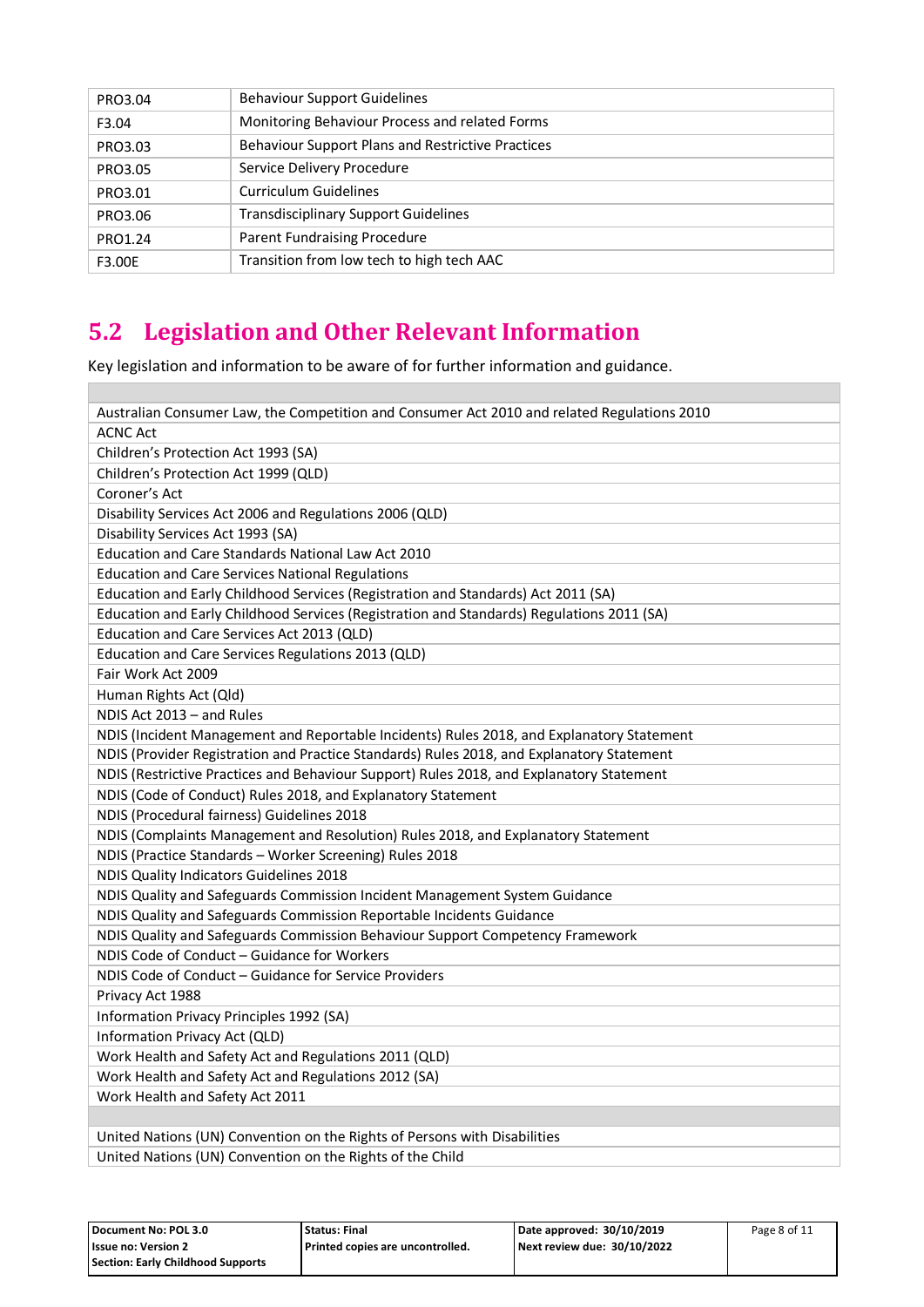| PRO3.04 | Behaviour Support Guidelines |
|---|---|
| F3.04 | Monitoring Behaviour Process and related Forms |
| PRO3.03 | Behaviour Support Plans and Restrictive Practices |
| PRO3.05 | Service Delivery Procedure |
| PRO3.01 | Curriculum Guidelines |
| PRO3.06 | Transdisciplinary Support Guidelines |
| PRO1.24 | Parent Fundraising Procedure |
| F3.00E | Transition from low tech to high tech AAC |

## 5.2 Legislation and Other Relevant Information

Key legislation and information to be aware of for further information and guidance.

| |
|---|
| Australian Consumer Law, the Competition and Consumer Act 2010 and related Regulations 2010 |
| ACNC Act |
| Children's Protection Act 1993 (SA) |
| Children's Protection Act 1999 (QLD) |
| Coroner's Act |
| Disability Services Act 2006 and Regulations 2006 (QLD) |
| Disability Services Act 1993 (SA) |
| Education and Care Standards National Law Act 2010 |
| Education and Care Services National Regulations |
| Education and Early Childhood Services (Registration and Standards) Act 2011 (SA) |
| Education and Early Childhood Services (Registration and Standards) Regulations 2011 (SA) |
| Education and Care Services Act 2013 (QLD) |
| Education and Care Services Regulations 2013 (QLD) |
| Fair Work Act 2009 |
| Human Rights Act (Qld) |
| NDIS Act 2013 – and Rules |
| NDIS (Incident Management and Reportable Incidents) Rules 2018, and Explanatory Statement |
| NDIS (Provider Registration and Practice Standards) Rules 2018, and Explanatory Statement |
| NDIS (Restrictive Practices and Behaviour Support) Rules 2018, and Explanatory Statement |
| NDIS (Code of Conduct) Rules 2018, and Explanatory Statement |
| NDIS (Procedural fairness) Guidelines 2018 |
| NDIS (Complaints Management and Resolution) Rules 2018, and Explanatory Statement |
| NDIS (Practice Standards – Worker Screening) Rules 2018 |
| NDIS Quality Indicators Guidelines 2018 |
| NDIS Quality and Safeguards Commission Incident Management System Guidance |
| NDIS Quality and Safeguards Commission Reportable Incidents Guidance |
| NDIS Quality and Safeguards Commission Behaviour Support Competency Framework |
| NDIS Code of Conduct – Guidance for Workers |
| NDIS Code of Conduct – Guidance for Service Providers |
| Privacy Act 1988 |
| Information Privacy Principles 1992 (SA) |
| Information Privacy Act (QLD) |
| Work Health and Safety Act and Regulations 2011 (QLD) |
| Work Health and Safety Act and Regulations 2012 (SA) |
| Work Health and Safety Act 2011 |
| |
| United Nations (UN) Convention on the Rights of Persons with Disabilities |
| United Nations (UN) Convention on the Rights of the Child |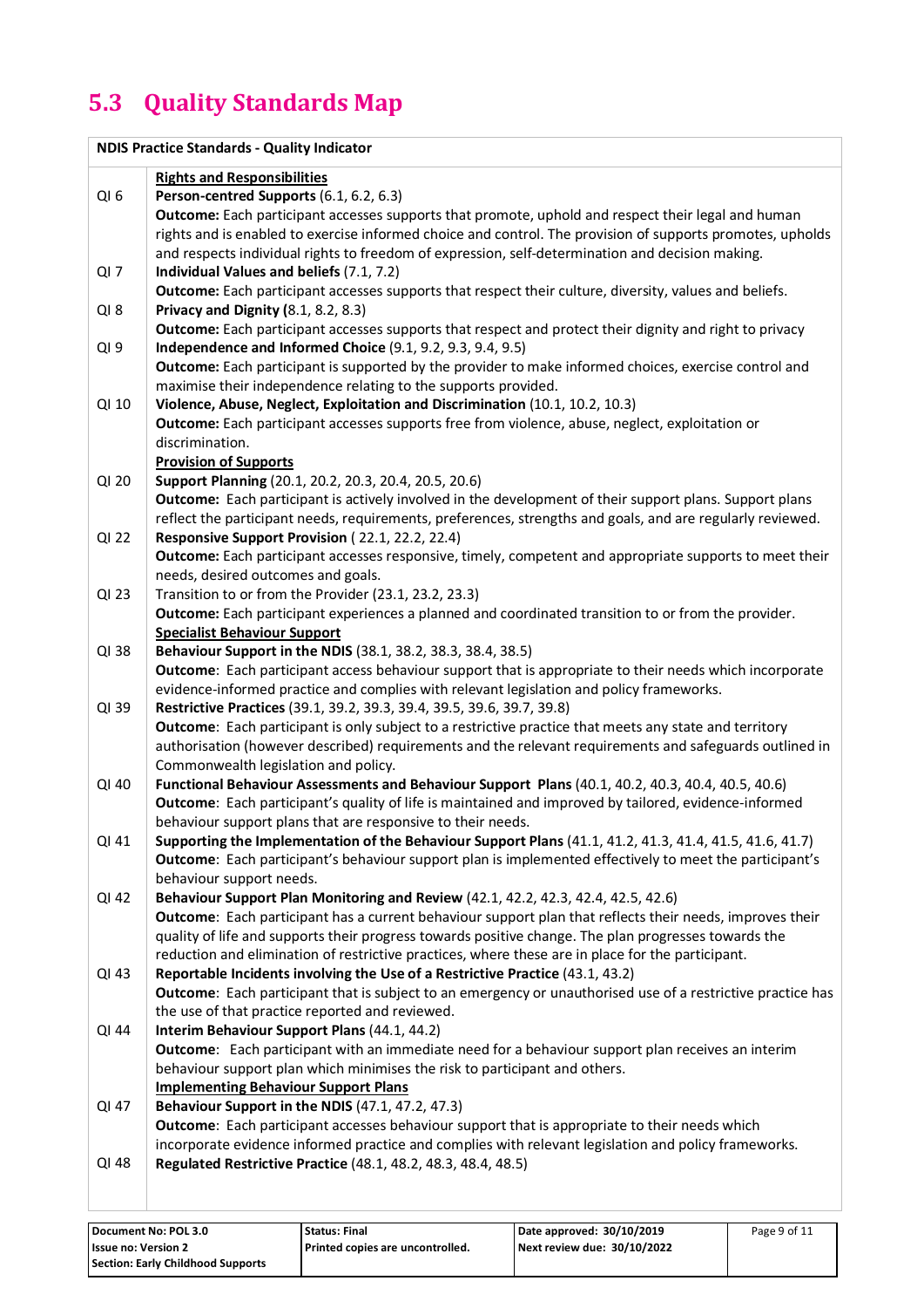## 5.3 Quality Standards Map

| NDIS Practice Standards - Quality Indicator | |
|---|---|
| | **Rights and Responsibilities** |
| QI 6 | **Person-centred Supports** (6.1, 6.2, 6.3)<br>**Outcome:** Each participant accesses supports that promote, uphold and respect their legal and human rights and is enabled to exercise informed choice and control. The provision of supports promotes, upholds and respects individual rights to freedom of expression, self-determination and decision making. |
| QI 7 | **Individual Values and beliefs** (7.1, 7.2)<br>**Outcome:** Each participant accesses supports that respect their culture, diversity, values and beliefs. |
| QI 8 | **Privacy and Dignity (**8.1, 8.2, 8.3)<br>**Outcome:** Each participant accesses supports that respect and protect their dignity and right to privacy |
| QI 9 | **Independence and Informed Choice** (9.1, 9.2, 9.3, 9.4, 9.5)<br>**Outcome:** Each participant is supported by the provider to make informed choices, exercise control and maximise their independence relating to the supports provided. |
| QI 10 | **Violence, Abuse, Neglect, Exploitation and Discrimination** (10.1, 10.2, 10.3)<br>**Outcome:** Each participant accesses supports free from violence, abuse, neglect, exploitation or discrimination. |
| | **Provision of Supports** |
| QI 20 | **Support Planning** (20.1, 20.2, 20.3, 20.4, 20.5, 20.6)<br>**Outcome:** Each participant is actively involved in the development of their support plans. Support plans reflect the participant needs, requirements, preferences, strengths and goals, and are regularly reviewed. |
| QI 22 | **Responsive Support Provision** ( 22.1, 22.2, 22.4)<br>**Outcome:** Each participant accesses responsive, timely, competent and appropriate supports to meet their needs, desired outcomes and goals. |
| QI 23 | Transition to or from the Provider (23.1, 23.2, 23.3)<br>**Outcome:** Each participant experiences a planned and coordinated transition to or from the provider. |
| | **Specialist Behaviour Support** |
| QI 38 | **Behaviour Support in the NDIS** (38.1, 38.2, 38.3, 38.4, 38.5)<br>**Outcome**: Each participant access behaviour support that is appropriate to their needs which incorporate evidence-informed practice and complies with relevant legislation and policy frameworks. |
| QI 39 | **Restrictive Practices** (39.1, 39.2, 39.3, 39.4, 39.5, 39.6, 39.7, 39.8)<br>**Outcome**: Each participant is only subject to a restrictive practice that meets any state and territory authorisation (however described) requirements and the relevant requirements and safeguards outlined in Commonwealth legislation and policy. |
| QI 40 | **Functional Behaviour Assessments and Behaviour Support Plans** (40.1, 40.2, 40.3, 40.4, 40.5, 40.6)<br>**Outcome**: Each participant's quality of life is maintained and improved by tailored, evidence-informed behaviour support plans that are responsive to their needs. |
| QI 41 | **Supporting the Implementation of the Behaviour Support Plans** (41.1, 41.2, 41.3, 41.4, 41.5, 41.6, 41.7)<br>**Outcome**: Each participant's behaviour support plan is implemented effectively to meet the participant's behaviour support needs. |
| QI 42 | **Behaviour Support Plan Monitoring and Review** (42.1, 42.2, 42.3, 42.4, 42.5, 42.6)<br>**Outcome**: Each participant has a current behaviour support plan that reflects their needs, improves their quality of life and supports their progress towards positive change. The plan progresses towards the reduction and elimination of restrictive practices, where these are in place for the participant. |
| QI 43 | **Reportable Incidents involving the Use of a Restrictive Practice** (43.1, 43.2)<br>**Outcome**: Each participant that is subject to an emergency or unauthorised use of a restrictive practice has the use of that practice reported and reviewed. |
| QI 44 | **Interim Behaviour Support Plans** (44.1, 44.2)<br>**Outcome**: Each participant with an immediate need for a behaviour support plan receives an interim behaviour support plan which minimises the risk to participant and others. |
| | **Implementing Behaviour Support Plans** |
| QI 47 | **Behaviour Support in the NDIS** (47.1, 47.2, 47.3)<br>**Outcome**: Each participant accesses behaviour support that is appropriate to their needs which incorporate evidence informed practice and complies with relevant legislation and policy frameworks. |
| QI 48 | **Regulated Restrictive Practice** (48.1, 48.2, 48.3, 48.4, 48.5) |

| Document No: POL 3.0 | Status: Final | Date approved: 30/10/2019 | |
|---|---|---|---|
| Issue no: Version 2 | Printed copies are uncontrolled. | Next review due: 30/10/2022 | |
| Section: Early Childhood Supports | | | |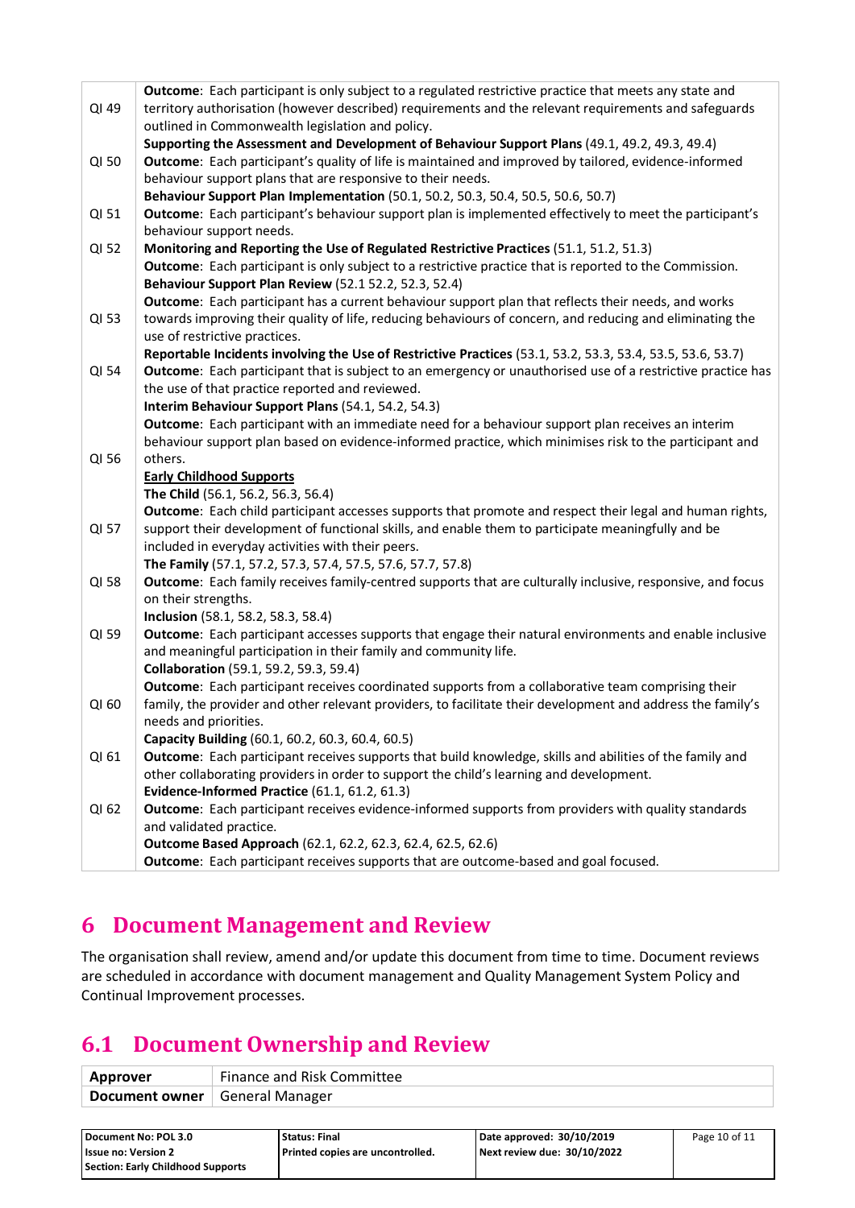| | |
|---|---|
| QI 49 | **Outcome**: Each participant is only subject to a regulated restrictive practice that meets any state and territory authorisation (however described) requirements and the relevant requirements and safeguards outlined in Commonwealth legislation and policy.<br>**Supporting the Assessment and Development of Behaviour Support Plans** (49.1, 49.2, 49.3, 49.4) |
| QI 50 | **Outcome**: Each participant's quality of life is maintained and improved by tailored, evidence-informed behaviour support plans that are responsive to their needs.<br>**Behaviour Support Plan Implementation** (50.1, 50.2, 50.3, 50.4, 50.5, 50.6, 50.7) |
| QI 51 | **Outcome**: Each participant's behaviour support plan is implemented effectively to meet the participant's behaviour support needs. |
| QI 52 | **Monitoring and Reporting the Use of Regulated Restrictive Practices** (51.1, 51.2, 51.3)<br>**Outcome**: Each participant is only subject to a restrictive practice that is reported to the Commission.<br>**Behaviour Support Plan Review** (52.1 52.2, 52.3, 52.4) |
| QI 53 | **Outcome**: Each participant has a current behaviour support plan that reflects their needs, and works towards improving their quality of life, reducing behaviours of concern, and reducing and eliminating the use of restrictive practices.<br>**Reportable Incidents involving the Use of Restrictive Practices** (53.1, 53.2, 53.3, 53.4, 53.5, 53.6, 53.7) |
| QI 54 | **Outcome**: Each participant that is subject to an emergency or unauthorised use of a restrictive practice has the use of that practice reported and reviewed.<br>**Interim Behaviour Support Plans** (54.1, 54.2, 54.3) |
| QI 56 | **Outcome**: Each participant with an immediate need for a behaviour support plan receives an interim behaviour support plan based on evidence-informed practice, which minimises risk to the participant and others.<br>**Early Childhood Supports**<br>**The Child** (56.1, 56.2, 56.3, 56.4) |
| QI 57 | **Outcome**: Each child participant accesses supports that promote and respect their legal and human rights, support their development of functional skills, and enable them to participate meaningfully and be included in everyday activities with their peers.<br>**The Family** (57.1, 57.2, 57.3, 57.4, 57.5, 57.6, 57.7, 57.8) |
| QI 58 | **Outcome**: Each family receives family-centred supports that are culturally inclusive, responsive, and focus on their strengths.<br>**Inclusion** (58.1, 58.2, 58.3, 58.4) |
| QI 59 | **Outcome**: Each participant accesses supports that engage their natural environments and enable inclusive and meaningful participation in their family and community life.<br>**Collaboration** (59.1, 59.2, 59.3, 59.4) |
| QI 60 | **Outcome**: Each participant receives coordinated supports from a collaborative team comprising their family, the provider and other relevant providers, to facilitate their development and address the family's needs and priorities.<br>**Capacity Building** (60.1, 60.2, 60.3, 60.4, 60.5) |
| QI 61 | **Outcome**: Each participant receives supports that build knowledge, skills and abilities of the family and other collaborating providers in order to support the child's learning and development.<br>**Evidence-Informed Practice** (61.1, 61.2, 61.3) |
| QI 62 | **Outcome**: Each participant receives evidence-informed supports from providers with quality standards and validated practice.<br>**Outcome Based Approach** (62.1, 62.2, 62.3, 62.4, 62.5, 62.6)<br>**Outcome**: Each participant receives supports that are outcome-based and goal focused. |

# 6 Document Management and Review

The organisation shall review, amend and/or update this document from time to time. Document reviews are scheduled in accordance with document management and Quality Management System Policy and Continual Improvement processes.

## 6.1 Document Ownership and Review

| | |
|---|---|
| **Approver** | Finance and Risk Committee |
| **Document owner** | General Manager |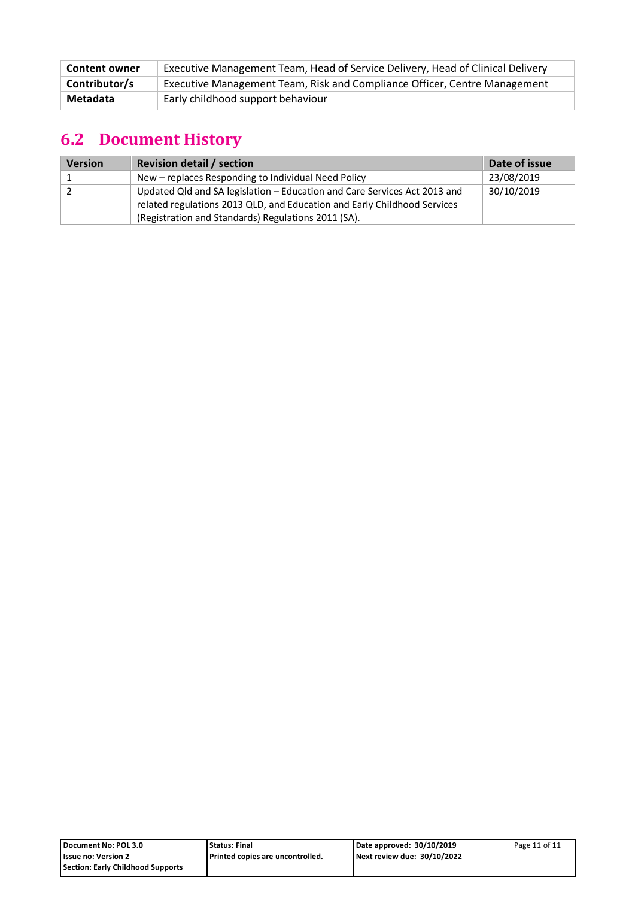| | |
|---|---|
| **Content owner** | Executive Management Team, Head of Service Delivery, Head of Clinical Delivery |
| **Contributor/s** | Executive Management Team, Risk and Compliance Officer, Centre Management |
| **Metadata** | Early childhood support behaviour |

## 6.2 Document History

| Version | Revision detail / section | Date of issue |
|---|---|---|
| 1 | New – replaces Responding to Individual Need Policy | 23/08/2019 |
| 2 | Updated Qld and SA legislation – Education and Care Services Act 2013 and related regulations 2013 QLD, and Education and Early Childhood Services (Registration and Standards) Regulations 2011 (SA). | 30/10/2019 |